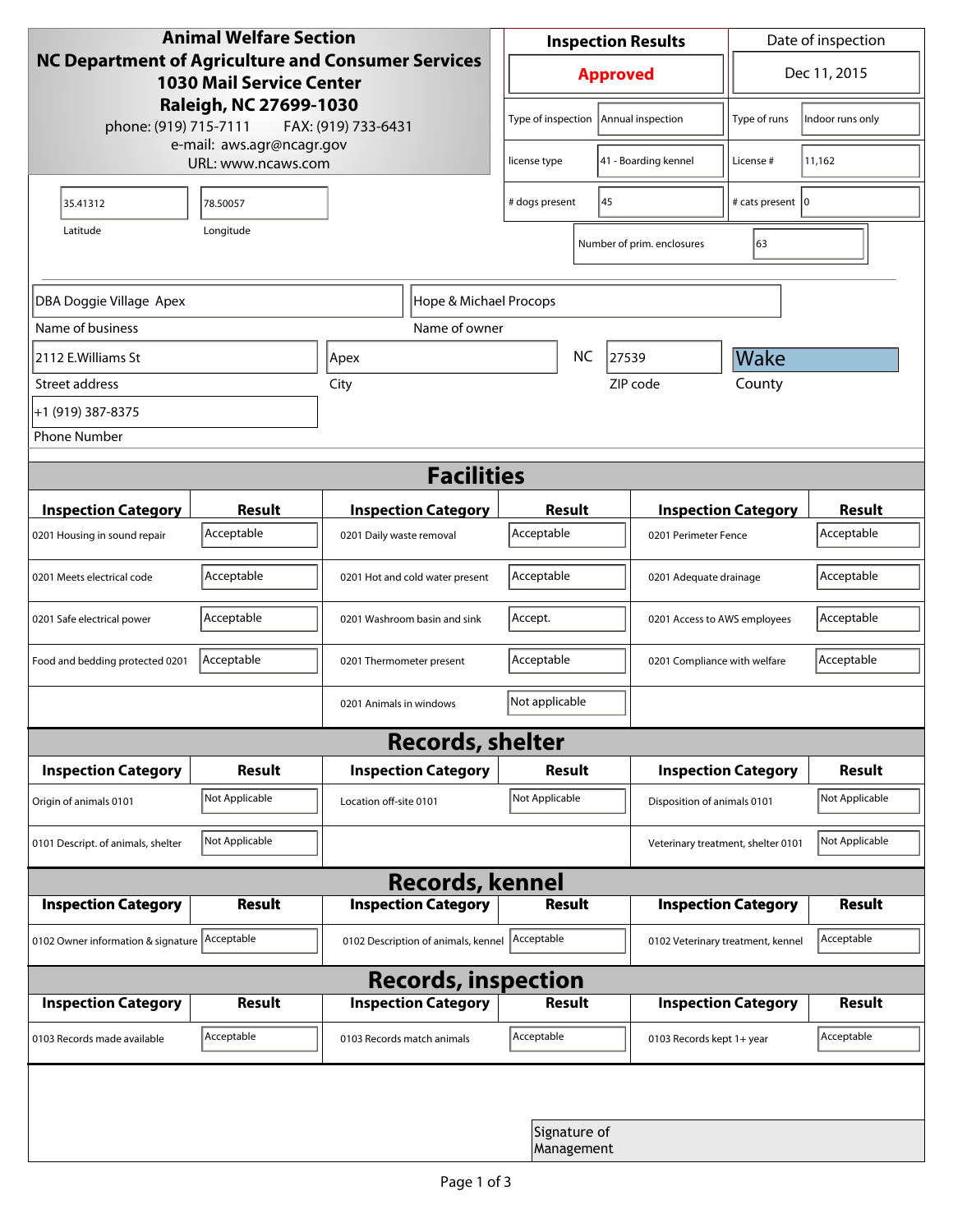**Animal Welfare Section**
**NC Department of Agriculture and Consumer Services**
**1030 Mail Service Center**
**Raleigh, NC 27699-1030**
phone: (919) 715-7111 FAX: (919) 733-6431
e-mail: aws.agr@ncagr.gov
URL: www.ncaws.com

| Inspection Results | Date of inspection |
|---|---|
| **Approved** | Dec 11, 2015 |

| | | | |
|---|---|---|---|
| Type of inspection | Annual inspection | Type of runs | Indoor runs only |
| license type | 41 - Boarding kennel | License # | 11,162 |
| # dogs present | 45 | # cats present | 0 |
| Number of prim. enclosures | 63 | | |

| Latitude | Longitude |
|---|---|
| 35.41312 | 78.50057 |

| Name of business | Name of owner |
|---|---|
| DBA Doggie Village Apex | Hope & Michael Procops |

| Street address | City | State | ZIP code | County |
|---|---|---|---|---|
| 2112 E.Williams St | Apex | NC | 27539 | Wake |

Phone Number: +1 (919) 387-8375

## Facilities

| Inspection Category | Result | Inspection Category | Result | Inspection Category | Result |
|---|---|---|---|---|---|
| 0201 Housing in sound repair | Acceptable | 0201 Daily waste removal | Acceptable | 0201 Perimeter Fence | Acceptable |
| 0201 Meets electrical code | Acceptable | 0201 Hot and cold water present | Acceptable | 0201 Adequate drainage | Acceptable |
| 0201 Safe electrical power | Acceptable | 0201 Washroom basin and sink | Accept. | 0201 Access to AWS employees | Acceptable |
| Food and bedding protected 0201 | Acceptable | 0201 Thermometer present | Acceptable | 0201 Compliance with welfare | Acceptable |
| | | 0201 Animals in windows | Not applicable | | |

## Records, shelter

| Inspection Category | Result | Inspection Category | Result | Inspection Category | Result |
|---|---|---|---|---|---|
| Origin of animals 0101 | Not Applicable | Location off-site 0101 | Not Applicable | Disposition of animals 0101 | Not Applicable |
| 0101 Descript. of animals, shelter | Not Applicable | | | Veterinary treatment, shelter 0101 | Not Applicable |

## Records, kennel

| Inspection Category | Result | Inspection Category | Result | Inspection Category | Result |
|---|---|---|---|---|---|
| 0102 Owner information & signature | Acceptable | 0102 Description of animals, kennel | Acceptable | 0102 Veterinary treatment, kennel | Acceptable |

## Records, inspection

| Inspection Category | Result | Inspection Category | Result | Inspection Category | Result |
|---|---|---|---|---|---|
| 0103 Records made available | Acceptable | 0103 Records match animals | Acceptable | 0103 Records kept 1+ year | Acceptable |

Signature of Management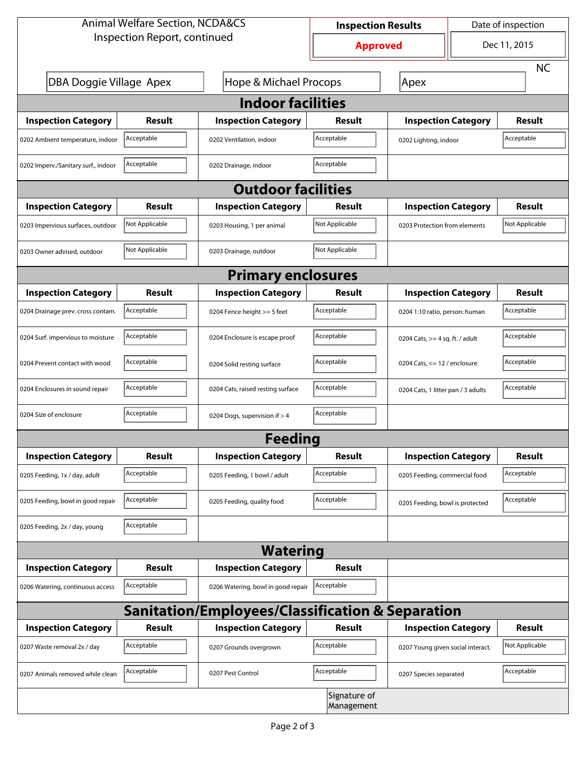Animal Welfare Section, NCDA&CS
Inspection Report, continued

| Inspection Results | Date of inspection |
|---|---|
| **Approved** | Dec 11, 2015 |

DBA Doggie Village Apex | Hope & Michael Procops | Apex | NC

## Indoor facilities

| Inspection Category | Result | Inspection Category | Result | Inspection Category | Result |
|---|---|---|---|---|---|
| 0202 Ambient temperature, indoor | Acceptable | 0202 Ventilation, indoor | Acceptable | 0202 Lighting, indoor | Acceptable |
| 0202 Imperv./Sanitary surf., indoor | Acceptable | 0202 Drainage, indoor | Acceptable | | |

## Outdoor facilities

| Inspection Category | Result | Inspection Category | Result | Inspection Category | Result |
|---|---|---|---|---|---|
| 0203 Impervious surfaces, outdoor | Not Applicable | 0203 Housing, 1 per animal | Not Applicable | 0203 Protection from elements | Not Applicable |
| 0203 Owner advised, outdoor | Not Applicable | 0203 Drainage, outdoor | Not Applicable | | |

## Primary enclosures

| Inspection Category | Result | Inspection Category | Result | Inspection Category | Result |
|---|---|---|---|---|---|
| 0204 Drainage prev. cross contam. | Acceptable | 0204 Fence height >= 5 feet | Acceptable | 0204 1:10 ratio, person: human | Acceptable |
| 0204 Surf. impervious to moisture | Acceptable | 0204 Enclosure is escape proof | Acceptable | 0204 Cats, >= 4 sq. ft. / adult | Acceptable |
| 0204 Prevent contact with wood | Acceptable | 0204 Solid resting surface | Acceptable | 0204 Cats, <= 12 / enclosure | Acceptable |
| 0204 Enclosures in sound repair | Acceptable | 0204 Cats, raised resting surface | Acceptable | 0204 Cats, 1 litter pan / 3 adults | Acceptable |
| 0204 Size of enclosure | Acceptable | 0204 Dogs, supervision if > 4 | Acceptable | | |

## Feeding

| Inspection Category | Result | Inspection Category | Result | Inspection Category | Result |
|---|---|---|---|---|---|
| 0205 Feeding, 1x / day, adult | Acceptable | 0205 Feeding, 1 bowl / adult | Acceptable | 0205 Feeding, commercial food | Acceptable |
| 0205 Feeding, bowl in good repair | Acceptable | 0205 Feeding, quality food | Acceptable | 0205 Feeding, bowl is protected | Acceptable |
| 0205 Feeding, 2x / day, young | Acceptable | | | | |

## Watering

| Inspection Category | Result | Inspection Category | Result |
|---|---|---|---|
| 0206 Watering, continuous access | Acceptable | 0206 Watering, bowl in good repair | Acceptable |

## Sanitation/Employees/Classification & Separation

| Inspection Category | Result | Inspection Category | Result | Inspection Category | Result |
|---|---|---|---|---|---|
| 0207 Waste removal 2x / day | Acceptable | 0207 Grounds overgrown | Acceptable | 0207 Young given social interact. | Not Applicable |
| 0207 Animals removed while clean | Acceptable | 0207 Pest Control | Acceptable | 0207 Species separated | Acceptable |

Signature of Management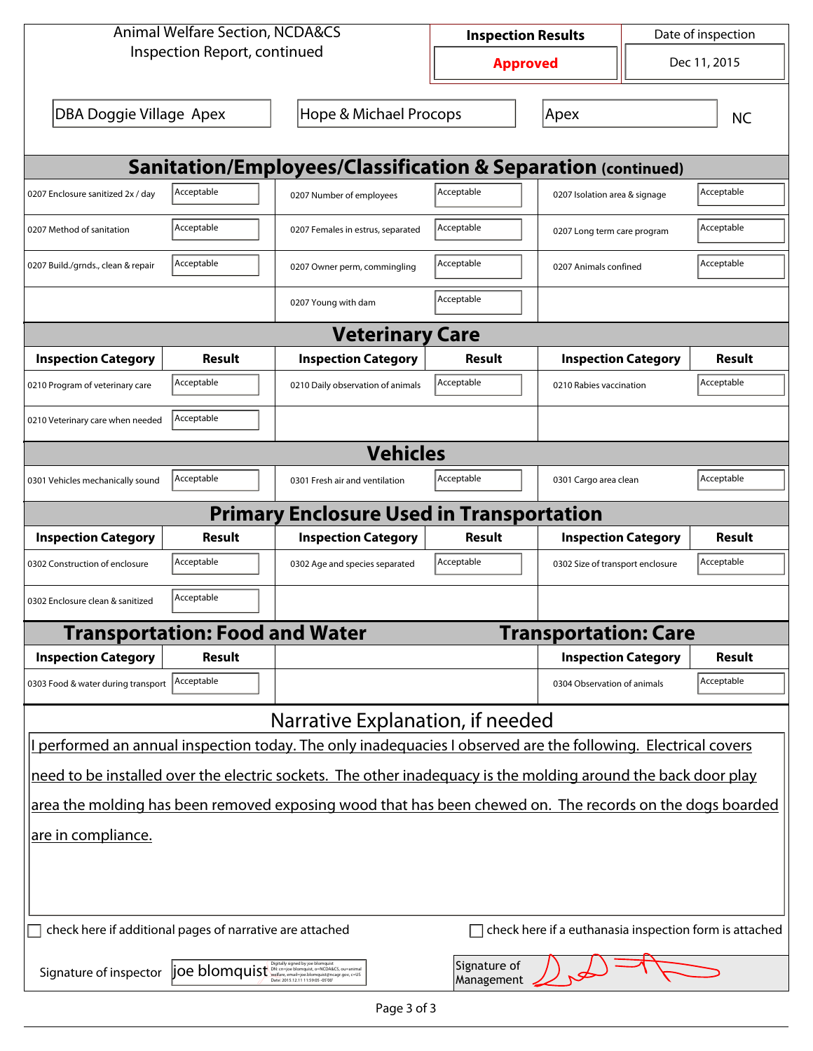Animal Welfare Section, NCDA&CS
Inspection Report, continued

| Inspection Results | Date of inspection |
|---|---|
| **Approved** | Dec 11, 2015 |

DBA Doggie Village Apex | Hope & Michael Procops | Apex | NC

## Sanitation/Employees/Classification & Separation (continued)

| | | | | | |
|---|---|---|---|---|---|
| 0207 Enclosure sanitized 2x / day | Acceptable | 0207 Number of employees | Acceptable | 0207 Isolation area & signage | Acceptable |
| 0207 Method of sanitation | Acceptable | 0207 Females in estrus, separated | Acceptable | 0207 Long term care program | Acceptable |
| 0207 Build./grnds., clean & repair | Acceptable | 0207 Owner perm, commingling | Acceptable | 0207 Animals confined | Acceptable |
| | | 0207 Young with dam | Acceptable | | |

## Veterinary Care

| Inspection Category | Result | Inspection Category | Result | Inspection Category | Result |
|---|---|---|---|---|---|
| 0210 Program of veterinary care | Acceptable | 0210 Daily observation of animals | Acceptable | 0210 Rabies vaccination | Acceptable |
| 0210 Veterinary care when needed | Acceptable | | | | |

## Vehicles

| | | | | | |
|---|---|---|---|---|---|
| 0301 Vehicles mechanically sound | Acceptable | 0301 Fresh air and ventilation | Acceptable | 0301 Cargo area clean | Acceptable |

## Primary Enclosure Used in Transportation

| Inspection Category | Result | Inspection Category | Result | Inspection Category | Result |
|---|---|---|---|---|---|
| 0302 Construction of enclosure | Acceptable | 0302 Age and species separated | Acceptable | 0302 Size of transport enclosure | Acceptable |
| 0302 Enclosure clean & sanitized | Acceptable | | | | |

## Transportation: Food and Water / Transportation: Care

| Inspection Category | Result | | Inspection Category | Result |
|---|---|---|---|---|
| 0303 Food & water during transport | Acceptable | | 0304 Observation of animals | Acceptable |

## Narrative Explanation, if needed

I performed an annual inspection today. The only inadequacies I observed are the following. Electrical covers need to be installed over the electric sockets. The other inadequacy is the molding around the back door play area the molding has been removed exposing wood that has been chewed on. The records on the dogs boarded are in compliance.

☐ check here if additional pages of narrative are attached

☐ check here if a euthanasia inspection form is attached

Signature of inspector: joe blomquist (Digitally signed by joe blomquist DN: cn=joe blomquist, o=NCDA&CS, ou=animal welfare, email=joe.blomquist@ncagr.gov, c=US Date: 2015.12.11 11:59:05 -05'00')

Signature of Management: